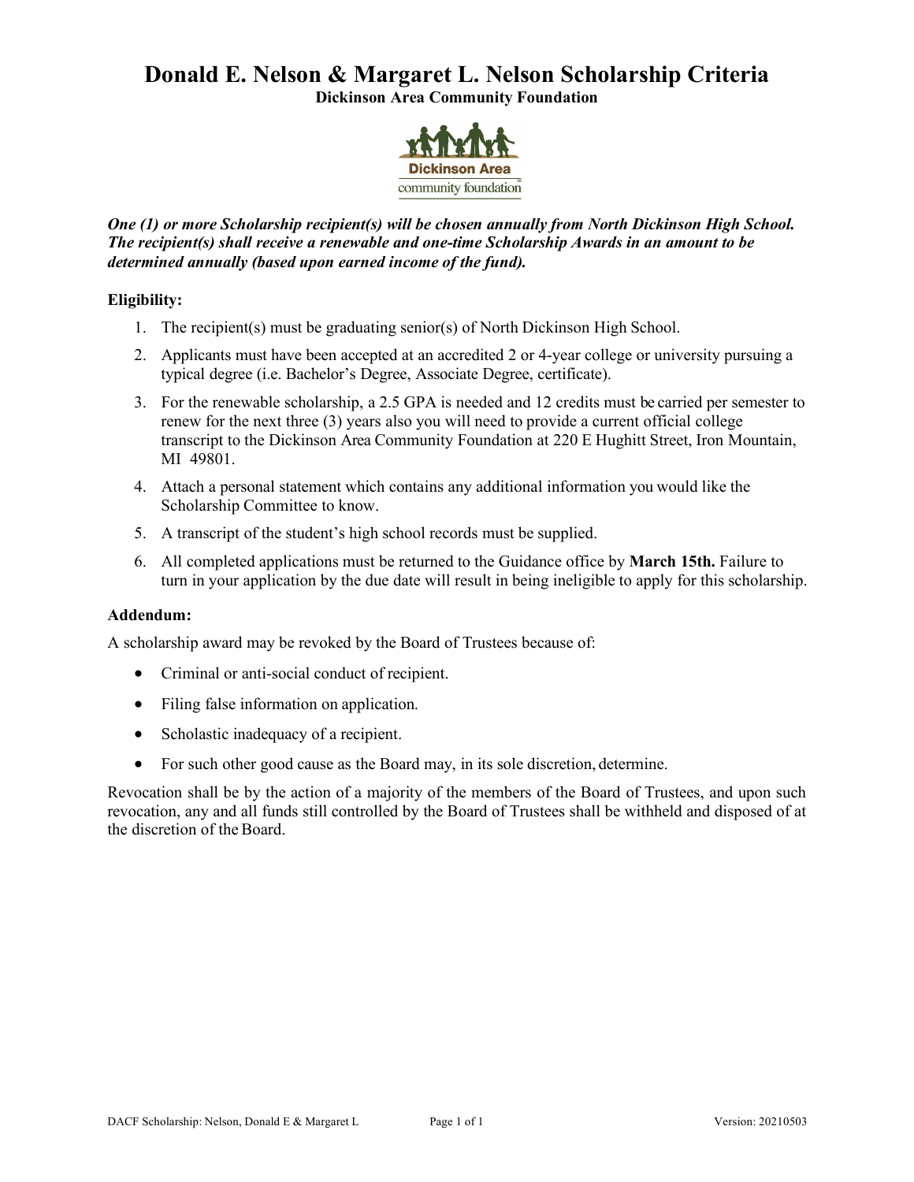# Donald E. Nelson & Margaret L. Nelson Scholarship Criteria

**Dickinson Area Community Foundation**

Dickinson Area community foundation

***One (1) or more Scholarship recipient(s) will be chosen annually from North Dickinson High School. The recipient(s) shall receive a renewable and one-time Scholarship Awards in an amount to be determined annually (based upon earned income of the fund).***

**Eligibility:**

1. The recipient(s) must be graduating senior(s) of North Dickinson High School.
2. Applicants must have been accepted at an accredited 2 or 4-year college or university pursuing a typical degree (i.e. Bachelor's Degree, Associate Degree, certificate).
3. For the renewable scholarship, a 2.5 GPA is needed and 12 credits must be carried per semester to renew for the next three (3) years also you will need to provide a current official college transcript to the Dickinson Area Community Foundation at 220 E Hughitt Street, Iron Mountain, MI 49801.
4. Attach a personal statement which contains any additional information you would like the Scholarship Committee to know.
5. A transcript of the student's high school records must be supplied.
6. All completed applications must be returned to the Guidance office by **March 15th.** Failure to turn in your application by the due date will result in being ineligible to apply for this scholarship.

**Addendum:**

A scholarship award may be revoked by the Board of Trustees because of:

- Criminal or anti-social conduct of recipient.
- Filing false information on application.
- Scholastic inadequacy of a recipient.
- For such other good cause as the Board may, in its sole discretion, determine.

Revocation shall be by the action of a majority of the members of the Board of Trustees, and upon such revocation, any and all funds still controlled by the Board of Trustees shall be withheld and disposed of at the discretion of the Board.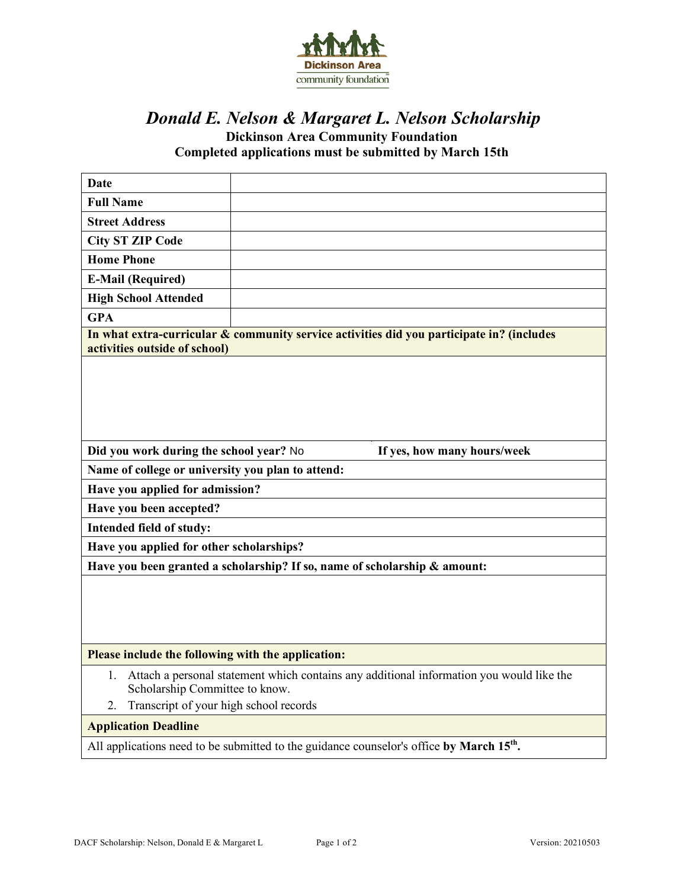# *Donald E. Nelson & Margaret L. Nelson Scholarship*

**Dickinson Area Community Foundation**

**Completed applications must be submitted by March 15th**

| | |
|---|---|
| **Date** | |
| **Full Name** | |
| **Street Address** | |
| **City ST ZIP Code** | |
| **Home Phone** | |
| **E-Mail (Required)** | |
| **High School Attended** | |
| **GPA** | |

**In what extra-curricular & community service activities did you participate in? (includes activities outside of school)**

**Did you work during the school year?** No **If yes, how many hours/week**

**Name of college or university you plan to attend:**

**Have you applied for admission?**

**Have you been accepted?**

**Intended field of study:**

**Have you applied for other scholarships?**

**Have you been granted a scholarship? If so, name of scholarship & amount:**

**Please include the following with the application:**

1. Attach a personal statement which contains any additional information you would like the Scholarship Committee to know.
2. Transcript of your high school records

**Application Deadline**

All applications need to be submitted to the guidance counselor's office **by March 15th.**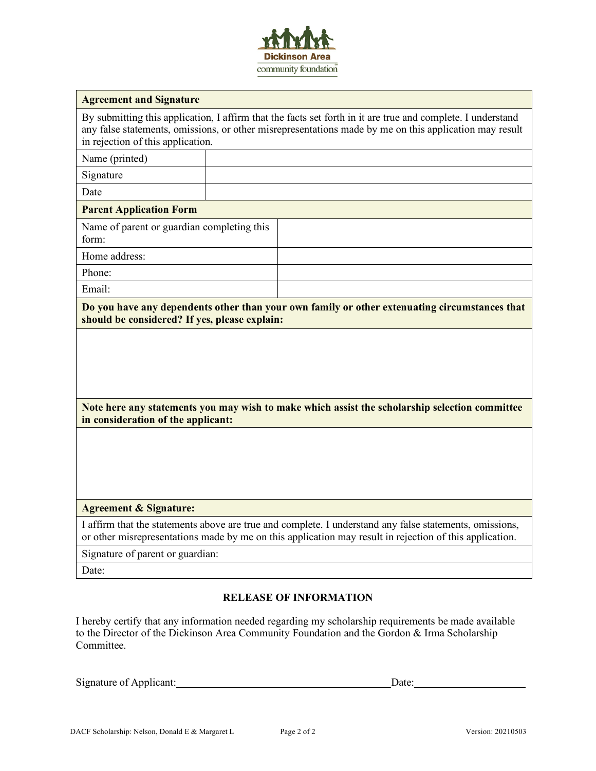Dickinson Area community foundation

| Agreement and Signature | |
|---|---|
| By submitting this application, I affirm that the facts set forth in it are true and complete. I understand any false statements, omissions, or other misrepresentations made by me on this application may result in rejection of this application. | |
| Name (printed) | |
| Signature | |
| Date | |

| Parent Application Form | |
|---|---|
| Name of parent or guardian completing this form: | |
| Home address: | |
| Phone: | |
| Email: | |

| **Do you have any dependents other than your own family or other extenuating circumstances that should be considered? If yes, please explain:** |
|---|
| |

| **Note here any statements you may wish to make which assist the scholarship selection committee in consideration of the applicant:** |
|---|
| |

| **Agreement & Signature:** |
|---|
| I affirm that the statements above are true and complete. I understand any false statements, omissions, or other misrepresentations made by me on this application may result in rejection of this application. |
| Signature of parent or guardian: |
| Date: |

## RELEASE OF INFORMATION

I hereby certify that any information needed regarding my scholarship requirements be made available to the Director of the Dickinson Area Community Foundation and the Gordon & Irma Scholarship Committee.

Signature of Applicant:\_\_\_\_\_\_\_\_\_\_\_\_\_\_\_\_\_\_\_\_\_\_\_\_\_\_\_\_\_\_\_\_ Date:\_\_\_\_\_\_\_\_\_\_\_\_\_\_\_\_

DACF Scholarship: Nelson, Donald E & Margaret L — Version: 20210503